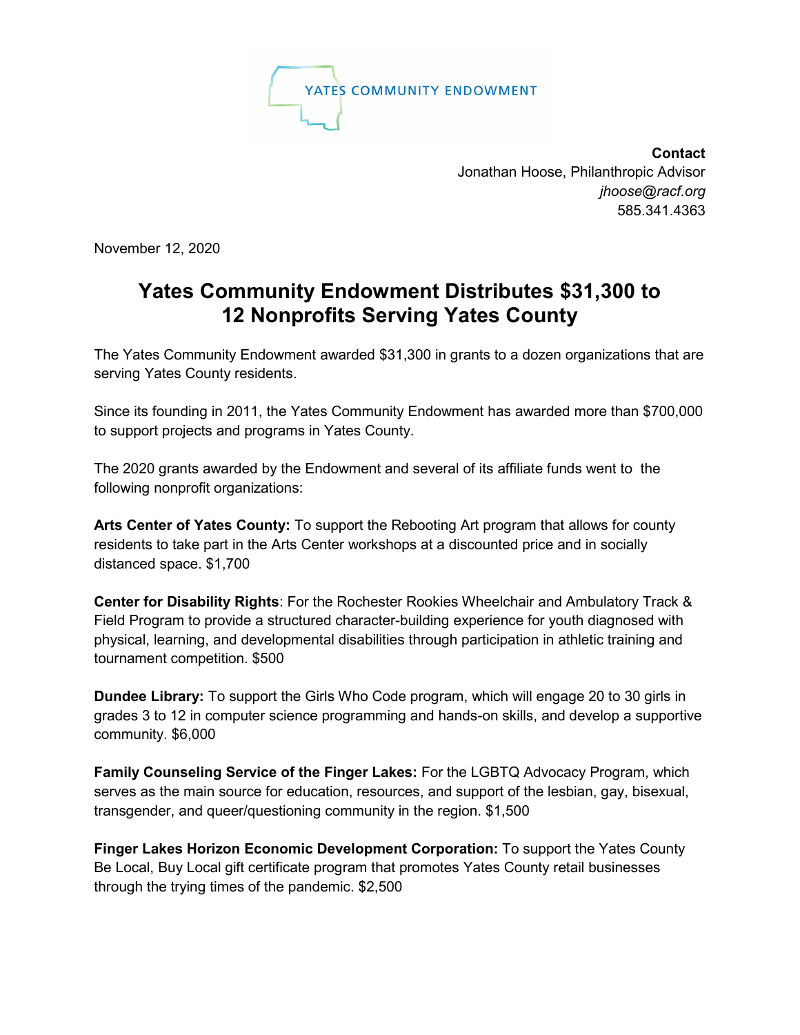YATES COMMUNITY ENDOWMENT

**Contact**
Jonathan Hoose, Philanthropic Advisor
*jhoose@racf.org*
585.341.4363

November 12, 2020

# Yates Community Endowment Distributes $31,300 to 12 Nonprofits Serving Yates County

The Yates Community Endowment awarded $31,300 in grants to a dozen organizations that are serving Yates County residents.

Since its founding in 2011, the Yates Community Endowment has awarded more than $700,000 to support projects and programs in Yates County.

The 2020 grants awarded by the Endowment and several of its affiliate funds went to the following nonprofit organizations:

**Arts Center of Yates County:** To support the Rebooting Art program that allows for county residents to take part in the Arts Center workshops at a discounted price and in socially distanced space. $1,700

**Center for Disability Rights**: For the Rochester Rookies Wheelchair and Ambulatory Track & Field Program to provide a structured character-building experience for youth diagnosed with physical, learning, and developmental disabilities through participation in athletic training and tournament competition. $500

**Dundee Library:** To support the Girls Who Code program, which will engage 20 to 30 girls in grades 3 to 12 in computer science programming and hands-on skills, and develop a supportive community. $6,000

**Family Counseling Service of the Finger Lakes:** For the LGBTQ Advocacy Program, which serves as the main source for education, resources, and support of the lesbian, gay, bisexual, transgender, and queer/questioning community in the region. $1,500

**Finger Lakes Horizon Economic Development Corporation:** To support the Yates County Be Local, Buy Local gift certificate program that promotes Yates County retail businesses through the trying times of the pandemic. $2,500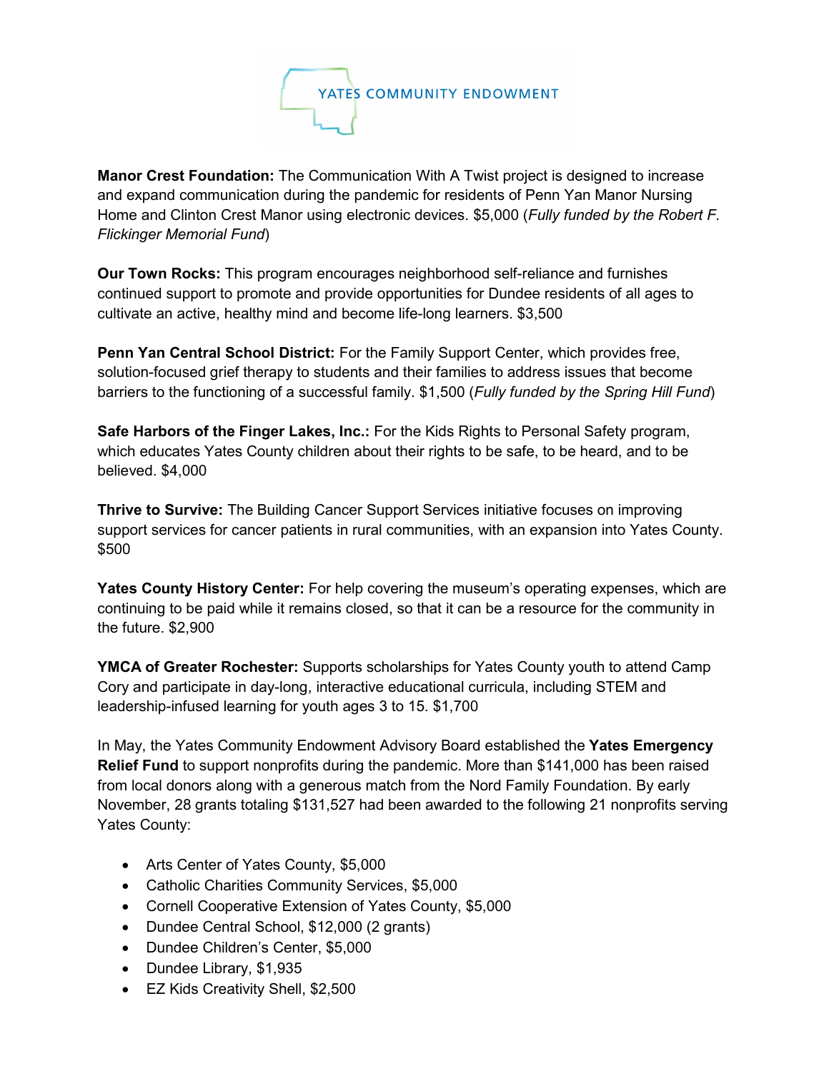**Manor Crest Foundation:** The Communication With A Twist project is designed to increase and expand communication during the pandemic for residents of Penn Yan Manor Nursing Home and Clinton Crest Manor using electronic devices. $5,000 (*Fully funded by the Robert F. Flickinger Memorial Fund*)

**Our Town Rocks:** This program encourages neighborhood self-reliance and furnishes continued support to promote and provide opportunities for Dundee residents of all ages to cultivate an active, healthy mind and become life-long learners. $3,500

**Penn Yan Central School District:** For the Family Support Center, which provides free, solution-focused grief therapy to students and their families to address issues that become barriers to the functioning of a successful family. $1,500 (*Fully funded by the Spring Hill Fund*)

**Safe Harbors of the Finger Lakes, Inc.:** For the Kids Rights to Personal Safety program, which educates Yates County children about their rights to be safe, to be heard, and to be believed. $4,000

**Thrive to Survive:** The Building Cancer Support Services initiative focuses on improving support services for cancer patients in rural communities, with an expansion into Yates County. $500

**Yates County History Center:** For help covering the museum's operating expenses, which are continuing to be paid while it remains closed, so that it can be a resource for the community in the future. $2,900

**YMCA of Greater Rochester:** Supports scholarships for Yates County youth to attend Camp Cory and participate in day-long, interactive educational curricula, including STEM and leadership-infused learning for youth ages 3 to 15. $1,700

In May, the Yates Community Endowment Advisory Board established the **Yates Emergency Relief Fund** to support nonprofits during the pandemic. More than $141,000 has been raised from local donors along with a generous match from the Nord Family Foundation. By early November, 28 grants totaling $131,527 had been awarded to the following 21 nonprofits serving Yates County:

- Arts Center of Yates County, $5,000
- Catholic Charities Community Services, $5,000
- Cornell Cooperative Extension of Yates County, $5,000
- Dundee Central School, $12,000 (2 grants)
- Dundee Children's Center, $5,000
- Dundee Library, $1,935
- EZ Kids Creativity Shell, $2,500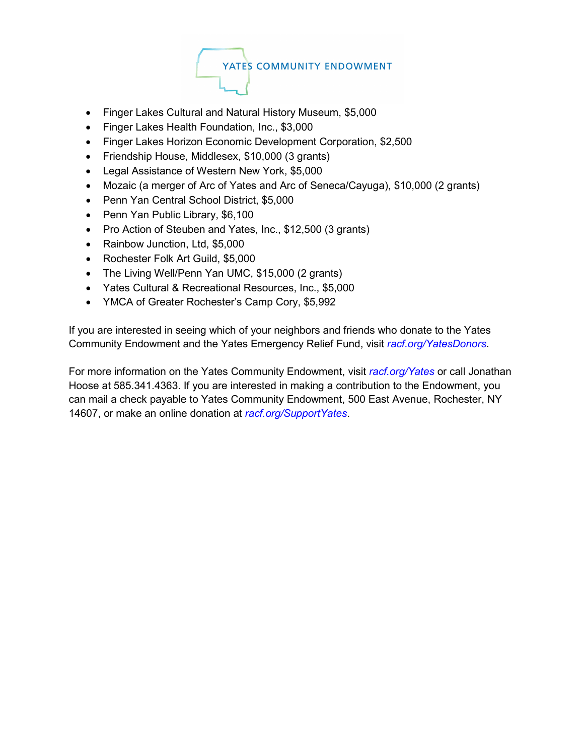YATES COMMUNITY ENDOWMENT

- Finger Lakes Cultural and Natural History Museum, $5,000
- Finger Lakes Health Foundation, Inc., $3,000
- Finger Lakes Horizon Economic Development Corporation, $2,500
- Friendship House, Middlesex, $10,000 (3 grants)
- Legal Assistance of Western New York, $5,000
- Mozaic (a merger of Arc of Yates and Arc of Seneca/Cayuga), $10,000 (2 grants)
- Penn Yan Central School District, $5,000
- Penn Yan Public Library, $6,100
- Pro Action of Steuben and Yates, Inc., $12,500 (3 grants)
- Rainbow Junction, Ltd, $5,000
- Rochester Folk Art Guild, $5,000
- The Living Well/Penn Yan UMC, $15,000 (2 grants)
- Yates Cultural & Recreational Resources, Inc., $5,000
- YMCA of Greater Rochester's Camp Cory, $5,992

If you are interested in seeing which of your neighbors and friends who donate to the Yates Community Endowment and the Yates Emergency Relief Fund, visit *racf.org/YatesDonors*.

For more information on the Yates Community Endowment, visit *racf.org/Yates* or call Jonathan Hoose at 585.341.4363. If you are interested in making a contribution to the Endowment, you can mail a check payable to Yates Community Endowment, 500 East Avenue, Rochester, NY 14607, or make an online donation at *racf.org/SupportYates*.